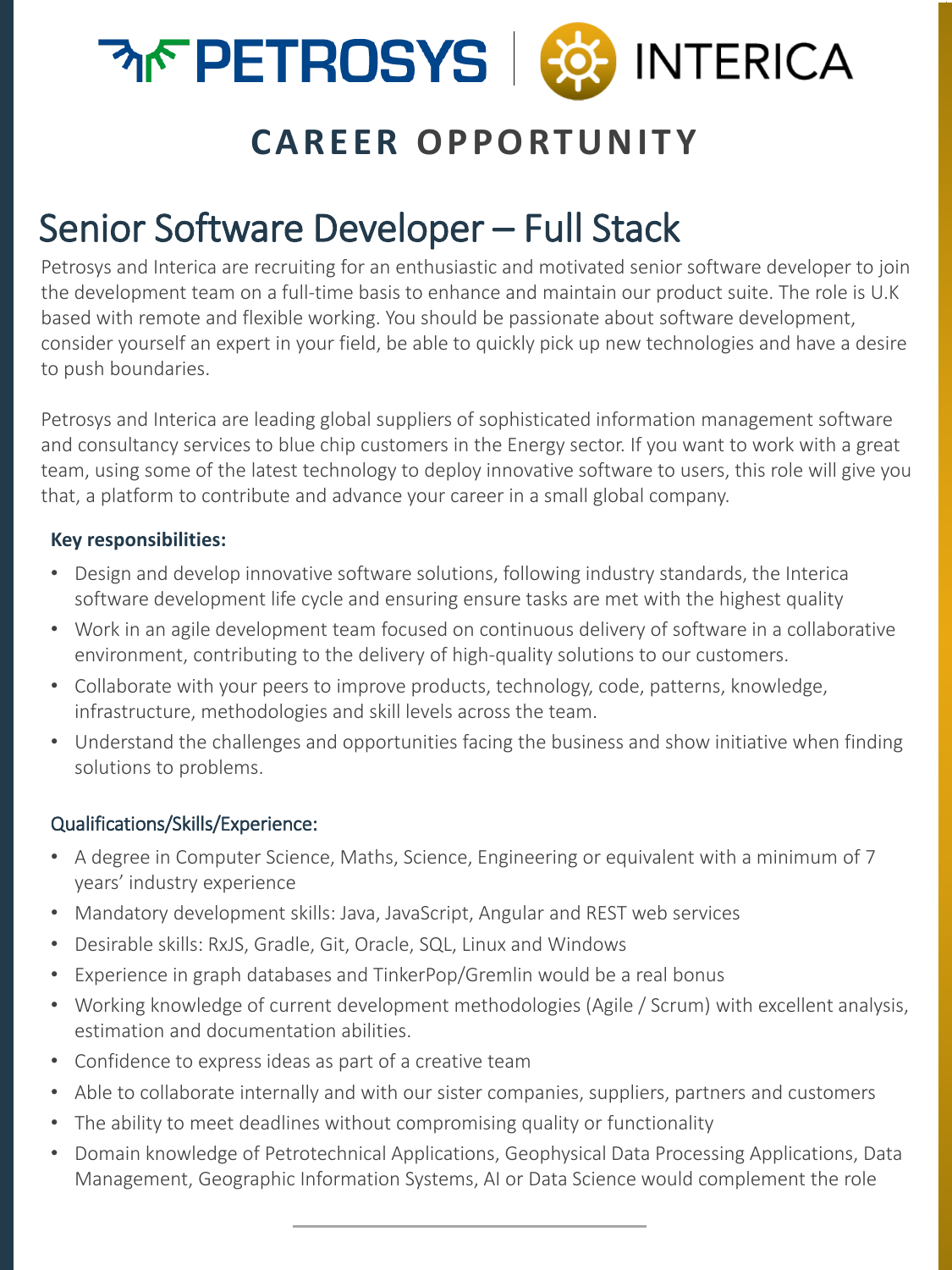PETROSYS | INTERICA

## CAREER OPPORTUNITY

# Senior Software Developer – Full Stack

Petrosys and Interica are recruiting for an enthusiastic and motivated senior software developer to join the development team on a full-time basis to enhance and maintain our product suite. The role is U.K based with remote and flexible working. You should be passionate about software development, consider yourself an expert in your field, be able to quickly pick up new technologies and have a desire to push boundaries.

Petrosys and Interica are leading global suppliers of sophisticated information management software and consultancy services to blue chip customers in the Energy sector. If you want to work with a great team, using some of the latest technology to deploy innovative software to users, this role will give you that, a platform to contribute and advance your career in a small global company.

**Key responsibilities:**

- Design and develop innovative software solutions, following industry standards, the Interica software development life cycle and ensuring ensure tasks are met with the highest quality
- Work in an agile development team focused on continuous delivery of software in a collaborative environment, contributing to the delivery of high-quality solutions to our customers.
- Collaborate with your peers to improve products, technology, code, patterns, knowledge, infrastructure, methodologies and skill levels across the team.
- Understand the challenges and opportunities facing the business and show initiative when finding solutions to problems.

Qualifications/Skills/Experience:

- A degree in Computer Science, Maths, Science, Engineering or equivalent with a minimum of 7 years' industry experience
- Mandatory development skills: Java, JavaScript, Angular and REST web services
- Desirable skills: RxJS, Gradle, Git, Oracle, SQL, Linux and Windows
- Experience in graph databases and TinkerPop/Gremlin would be a real bonus
- Working knowledge of current development methodologies (Agile / Scrum) with excellent analysis, estimation and documentation abilities.
- Confidence to express ideas as part of a creative team
- Able to collaborate internally and with our sister companies, suppliers, partners and customers
- The ability to meet deadlines without compromising quality or functionality
- Domain knowledge of Petrotechnical Applications, Geophysical Data Processing Applications, Data Management, Geographic Information Systems, AI or Data Science would complement the role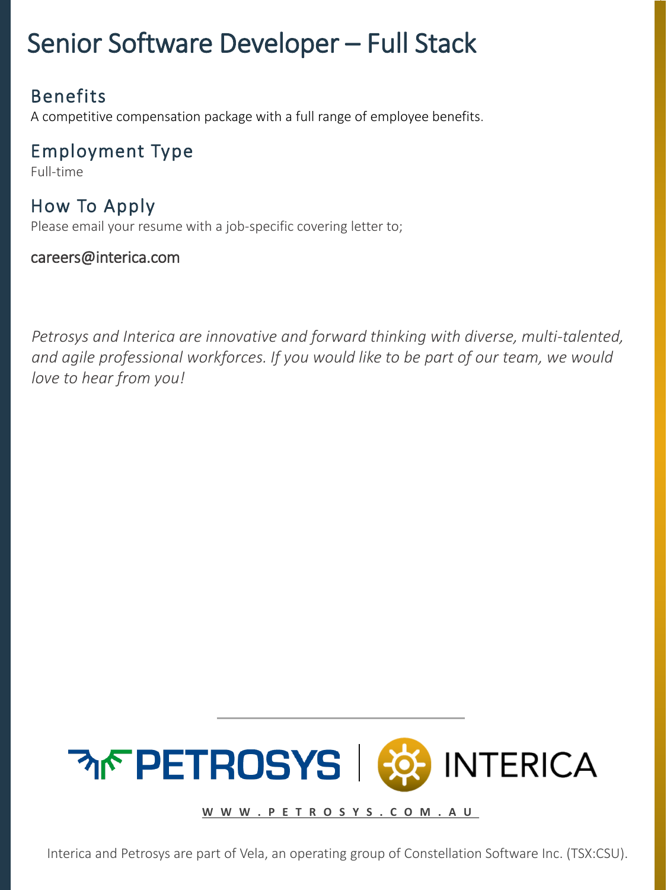# Senior Software Developer – Full Stack

## Benefits

A competitive compensation package with a full range of employee benefits.

## Employment Type

Full-time

## How To Apply

Please email your resume with a job-specific covering letter to;

careers@interica.com

*Petrosys and Interica are innovative and forward thinking with diverse, multi-talented, and agile professional workforces. If you would like to be part of our team, we would love to hear from you!*

PETROSYS | INTERICA

WWW.PETROSYS.COM.AU

Interica and Petrosys are part of Vela, an operating group of Constellation Software Inc. (TSX:CSU).